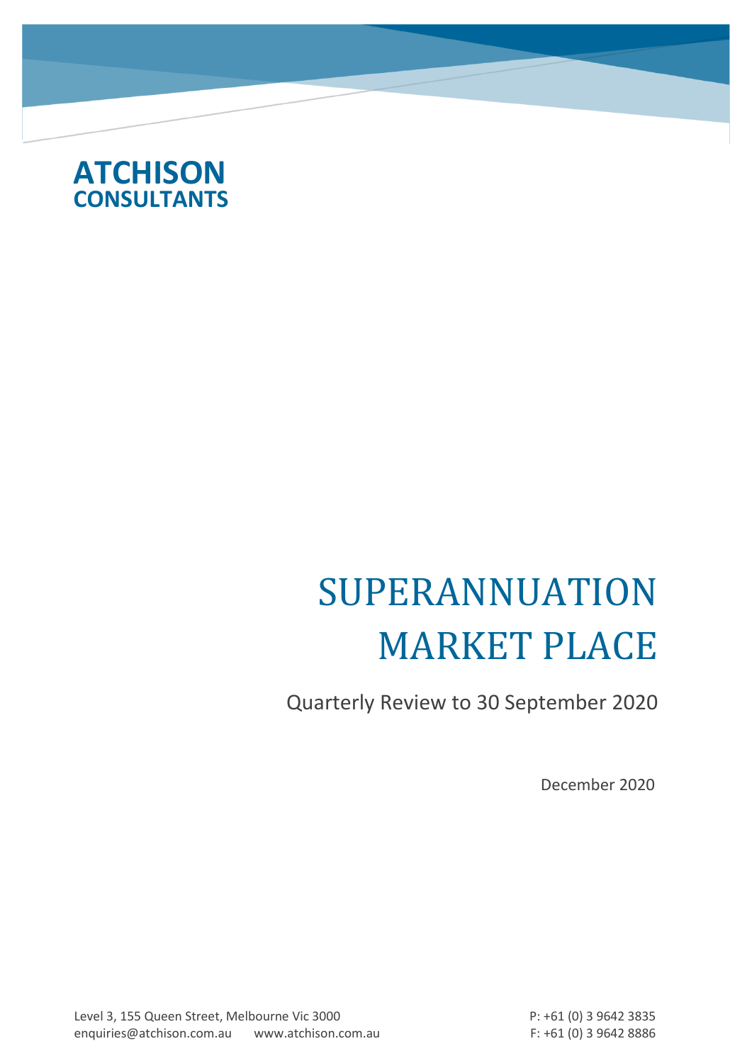**ATCHISON**
**CONSULTANTS**

# SUPERANNUATION MARKET PLACE

Quarterly Review to 30 September 2020

December 2020

Level 3, 155 Queen Street, Melbourne Vic 3000
enquiries@atchison.com.au www.atchison.com.au

P: +61 (0) 3 9642 3835
F: +61 (0) 3 9642 8886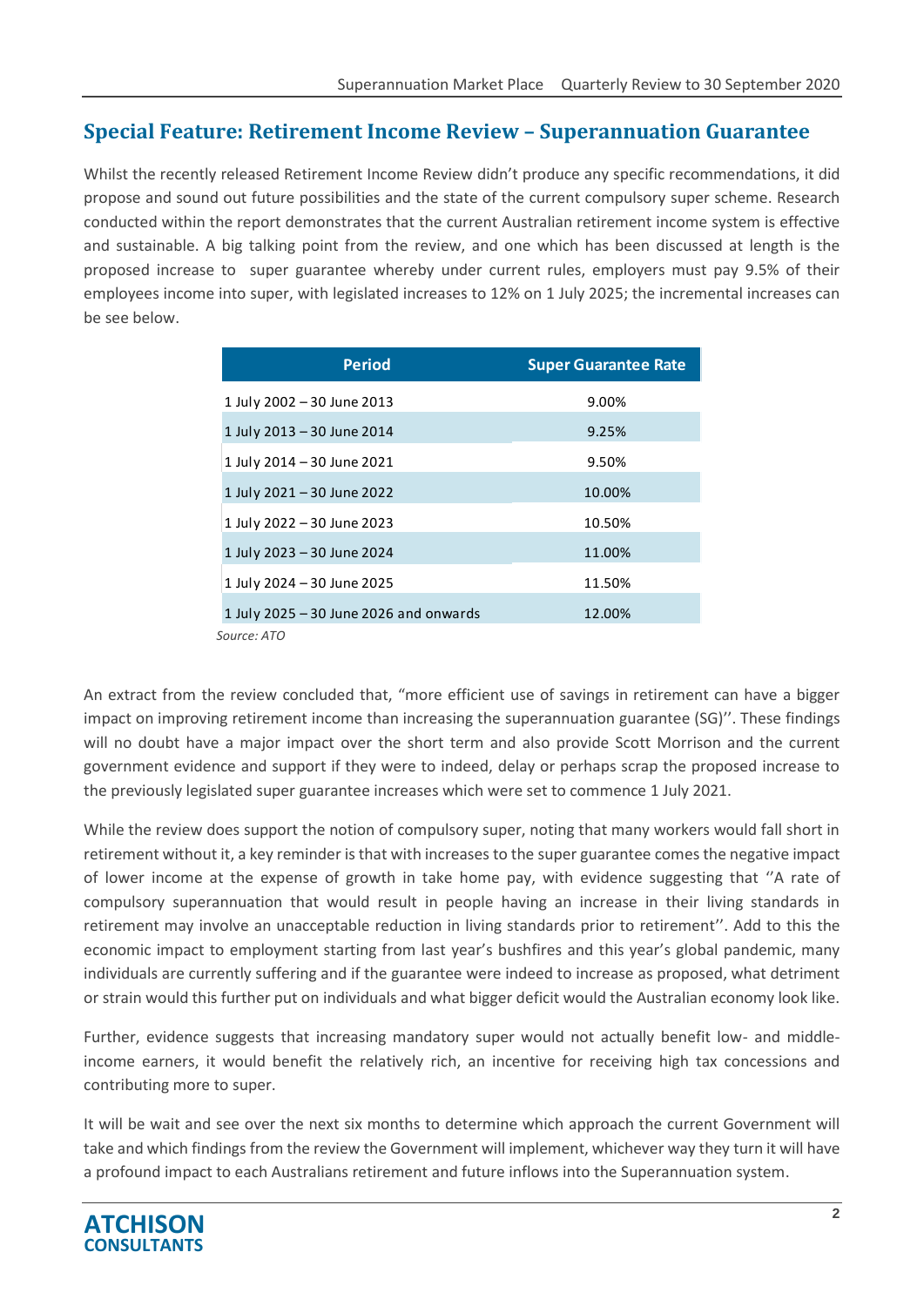## Special Feature: Retirement Income Review – Superannuation Guarantee

Whilst the recently released Retirement Income Review didn't produce any specific recommendations, it did propose and sound out future possibilities and the state of the current compulsory super scheme. Research conducted within the report demonstrates that the current Australian retirement income system is effective and sustainable. A big talking point from the review, and one which has been discussed at length is the proposed increase to super guarantee whereby under current rules, employers must pay 9.5% of their employees income into super, with legislated increases to 12% on 1 July 2025; the incremental increases can be see below.

| Period | Super Guarantee Rate |
|---|---|
| 1 July 2002 – 30 June 2013 | 9.00% |
| 1 July 2013 – 30 June 2014 | 9.25% |
| 1 July 2014 – 30 June 2021 | 9.50% |
| 1 July 2021 – 30 June 2022 | 10.00% |
| 1 July 2022 – 30 June 2023 | 10.50% |
| 1 July 2023 – 30 June 2024 | 11.00% |
| 1 July 2024 – 30 June 2025 | 11.50% |
| 1 July 2025 – 30 June 2026 and onwards | 12.00% |

*Source: ATO*

An extract from the review concluded that, "more efficient use of savings in retirement can have a bigger impact on improving retirement income than increasing the superannuation guarantee (SG)''. These findings will no doubt have a major impact over the short term and also provide Scott Morrison and the current government evidence and support if they were to indeed, delay or perhaps scrap the proposed increase to the previously legislated super guarantee increases which were set to commence 1 July 2021.

While the review does support the notion of compulsory super, noting that many workers would fall short in retirement without it, a key reminder is that with increases to the super guarantee comes the negative impact of lower income at the expense of growth in take home pay, with evidence suggesting that ''A rate of compulsory superannuation that would result in people having an increase in their living standards in retirement may involve an unacceptable reduction in living standards prior to retirement''. Add to this the economic impact to employment starting from last year's bushfires and this year's global pandemic, many individuals are currently suffering and if the guarantee were indeed to increase as proposed, what detriment or strain would this further put on individuals and what bigger deficit would the Australian economy look like.

Further, evidence suggests that increasing mandatory super would not actually benefit low- and middle-income earners, it would benefit the relatively rich, an incentive for receiving high tax concessions and contributing more to super.

It will be wait and see over the next six months to determine which approach the current Government will take and which findings from the review the Government will implement, whichever way they turn it will have a profound impact to each Australians retirement and future inflows into the Superannuation system.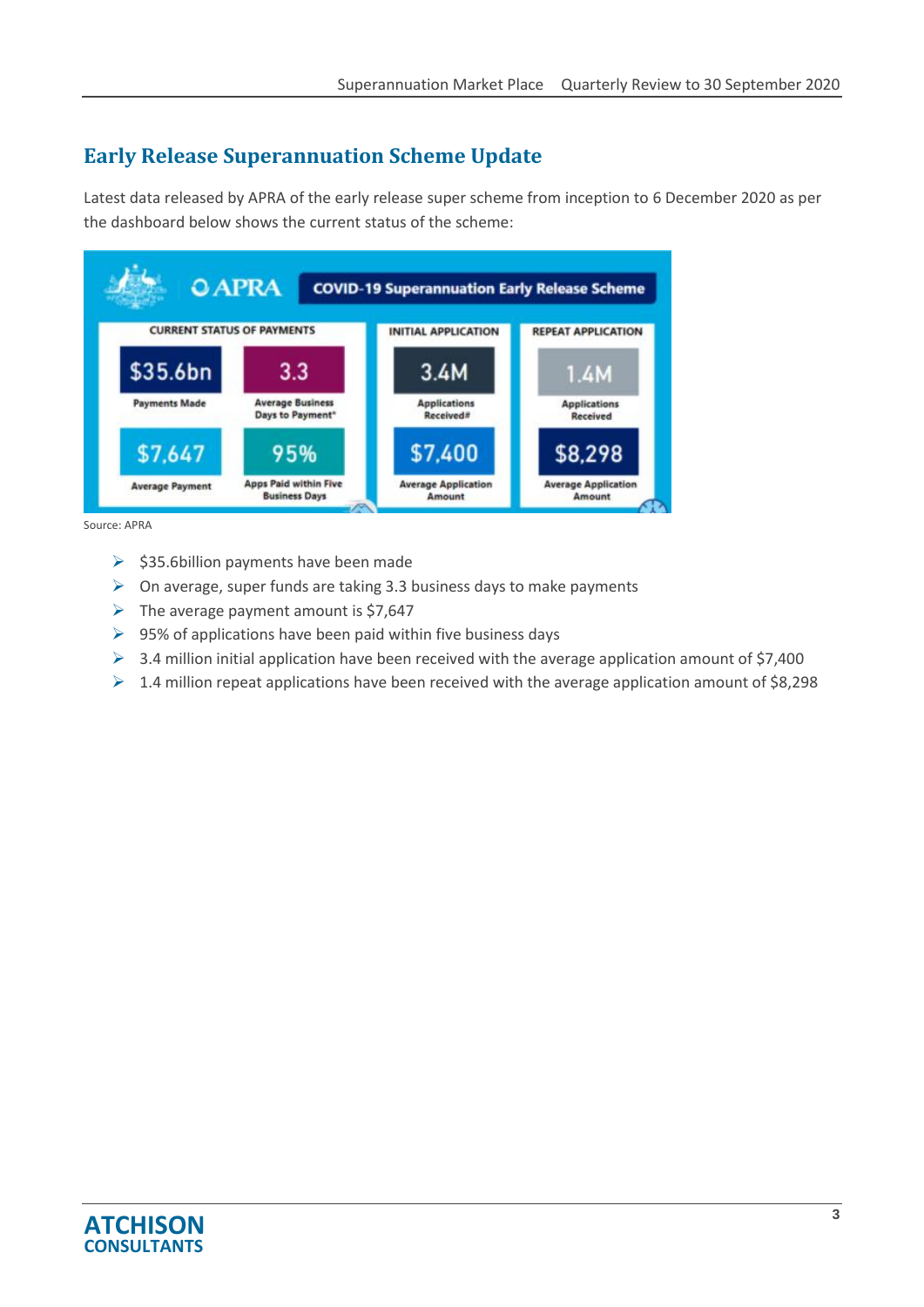## Early Release Superannuation Scheme Update

Latest data released by APRA of the early release super scheme from inception to 6 December 2020 as per the dashboard below shows the current status of the scheme:

APRA — COVID-19 Superannuation Early Release Scheme

| CURRENT STATUS OF PAYMENTS | | INITIAL APPLICATION | REPEAT APPLICATION |
|---|---|---|---|
| $35.6bn<br>Payments Made | 3.3<br>Average Business Days to Payment* | 3.4M<br>Applications Received# | 1.4M<br>Applications Received |
| $7,647<br>Average Payment | 95%<br>Apps Paid within Five Business Days | $7,400<br>Average Application Amount | $8,298<br>Average Application Amount |

Source: APRA

- $35.6billion payments have been made
- On average, super funds are taking 3.3 business days to make payments
- The average payment amount is $7,647
- 95% of applications have been paid within five business days
- 3.4 million initial application have been received with the average application amount of $7,400
- 1.4 million repeat applications have been received with the average application amount of $8,298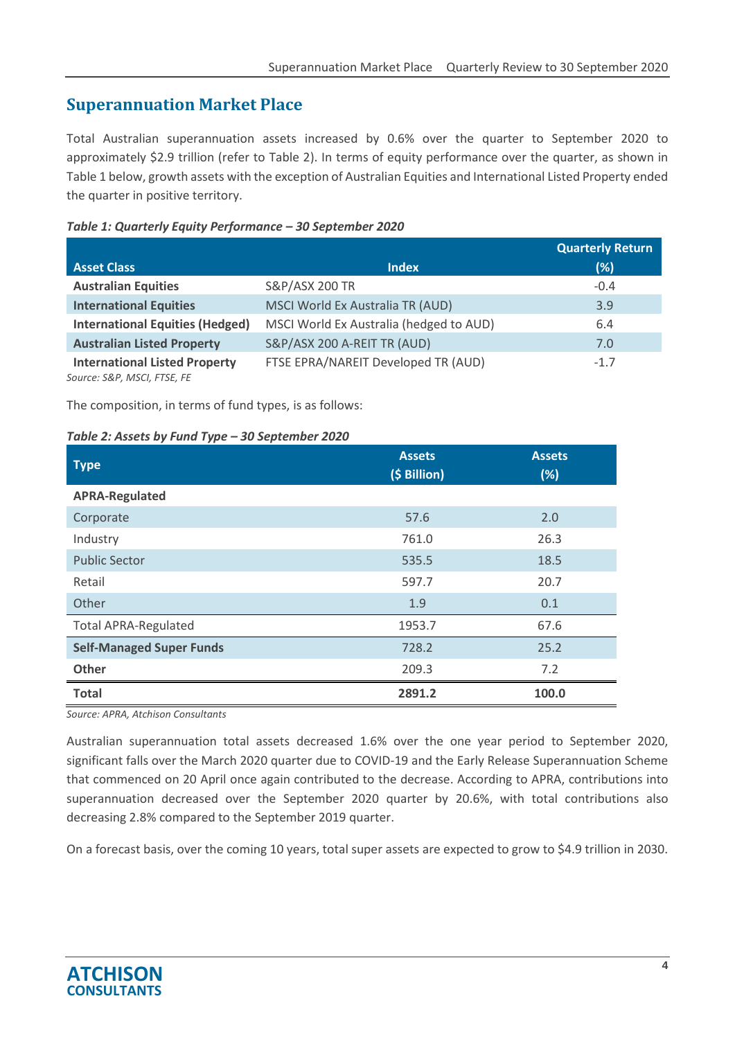## Superannuation Market Place

Total Australian superannuation assets increased by 0.6% over the quarter to September 2020 to approximately $2.9 trillion (refer to Table 2). In terms of equity performance over the quarter, as shown in Table 1 below, growth assets with the exception of Australian Equities and International Listed Property ended the quarter in positive territory.

***Table 1: Quarterly Equity Performance – 30 September 2020***

| Asset Class | Index | Quarterly Return (%) |
|---|---|---|
| **Australian Equities** | S&P/ASX 200 TR | -0.4 |
| **International Equities** | MSCI World Ex Australia TR (AUD) | 3.9 |
| **International Equities (Hedged)** | MSCI World Ex Australia (hedged to AUD) | 6.4 |
| **Australian Listed Property** | S&P/ASX 200 A-REIT TR (AUD) | 7.0 |
| **International Listed Property** | FTSE EPRA/NAREIT Developed TR (AUD) | -1.7 |

*Source: S&P, MSCI, FTSE, FE*

The composition, in terms of fund types, is as follows:

***Table 2: Assets by Fund Type – 30 September 2020***

| Type | Assets ($ Billion) | Assets (%) |
|---|---|---|
| **APRA-Regulated** | | |
| Corporate | 57.6 | 2.0 |
| Industry | 761.0 | 26.3 |
| Public Sector | 535.5 | 18.5 |
| Retail | 597.7 | 20.7 |
| Other | 1.9 | 0.1 |
| Total APRA-Regulated | 1953.7 | 67.6 |
| **Self-Managed Super Funds** | 728.2 | 25.2 |
| **Other** | 209.3 | 7.2 |
| **Total** | **2891.2** | **100.0** |

*Source: APRA, Atchison Consultants*

Australian superannuation total assets decreased 1.6% over the one year period to September 2020, significant falls over the March 2020 quarter due to COVID-19 and the Early Release Superannuation Scheme that commenced on 20 April once again contributed to the decrease. According to APRA, contributions into superannuation decreased over the September 2020 quarter by 20.6%, with total contributions also decreasing 2.8% compared to the September 2019 quarter.

On a forecast basis, over the coming 10 years, total super assets are expected to grow to $4.9 trillion in 2030.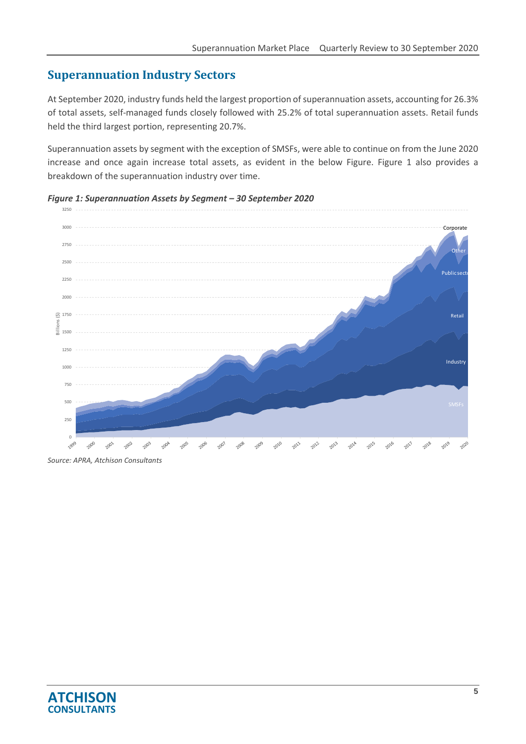## Superannuation Industry Sectors

At September 2020, industry funds held the largest proportion of superannuation assets, accounting for 26.3% of total assets, self-managed funds closely followed with 25.2% of total superannuation assets. Retail funds held the third largest portion, representing 20.7%.

Superannuation assets by segment with the exception of SMSFs, were able to continue on from the June 2020 increase and once again increase total assets, as evident in the below Figure. Figure 1 also provides a breakdown of the superannuation industry over time.

***Figure 1: Superannuation Assets by Segment – 30 September 2020***

*Source: APRA, Atchison Consultants*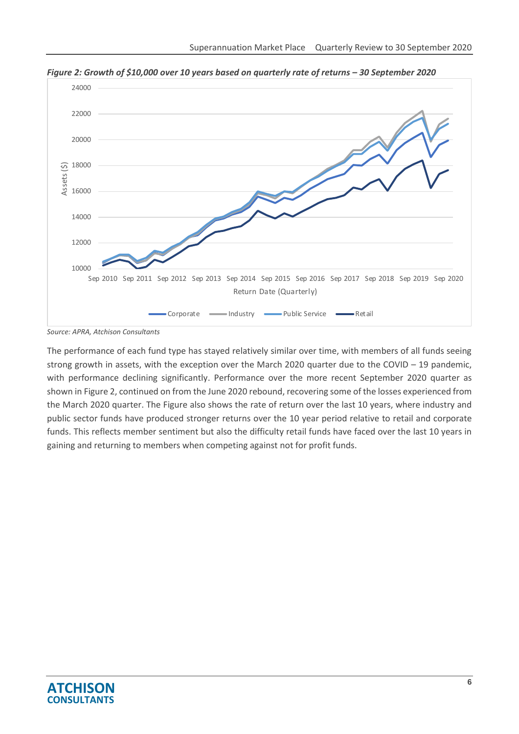*Figure 2: Growth of $10,000 over 10 years based on quarterly rate of returns – 30 September 2020*

*Source: APRA, Atchison Consultants*

The performance of each fund type has stayed relatively similar over time, with members of all funds seeing strong growth in assets, with the exception over the March 2020 quarter due to the COVID – 19 pandemic, with performance declining significantly. Performance over the more recent September 2020 quarter as shown in Figure 2, continued on from the June 2020 rebound, recovering some of the losses experienced from the March 2020 quarter. The Figure also shows the rate of return over the last 10 years, where industry and public sector funds have produced stronger returns over the 10 year period relative to retail and corporate funds. This reflects member sentiment but also the difficulty retail funds have faced over the last 10 years in gaining and returning to members when competing against not for profit funds.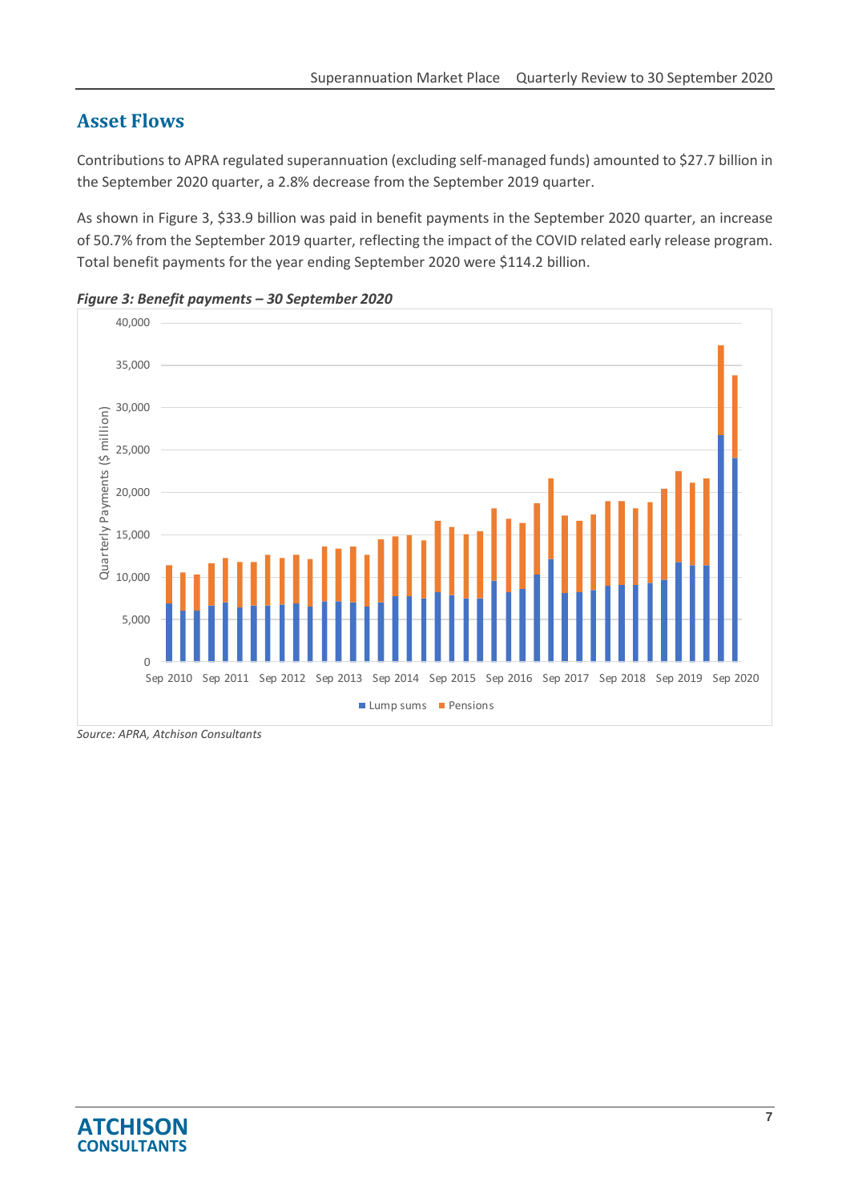## Asset Flows

Contributions to APRA regulated superannuation (excluding self-managed funds) amounted to $27.7 billion in the September 2020 quarter, a 2.8% decrease from the September 2019 quarter.

As shown in Figure 3, $33.9 billion was paid in benefit payments in the September 2020 quarter, an increase of 50.7% from the September 2019 quarter, reflecting the impact of the COVID related early release program. Total benefit payments for the year ending September 2020 were $114.2 billion.

***Figure 3: Benefit payments – 30 September 2020***

*Source: APRA, Atchison Consultants*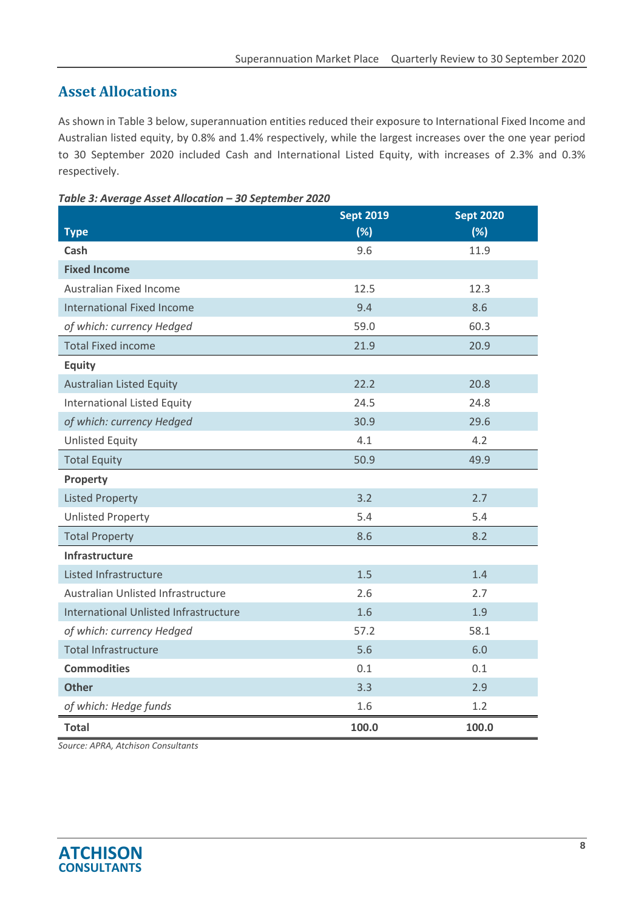## Asset Allocations

As shown in Table 3 below, superannuation entities reduced their exposure to International Fixed Income and Australian listed equity, by 0.8% and 1.4% respectively, while the largest increases over the one year period to 30 September 2020 included Cash and International Listed Equity, with increases of 2.3% and 0.3% respectively.

***Table 3: Average Asset Allocation – 30 September 2020***

| Type | Sept 2019 (%) | Sept 2020 (%) |
|---|---|---|
| **Cash** | 9.6 | 11.9 |
| **Fixed Income** | | |
| Australian Fixed Income | 12.5 | 12.3 |
| International Fixed Income | 9.4 | 8.6 |
| *of which: currency Hedged* | 59.0 | 60.3 |
| Total Fixed income | 21.9 | 20.9 |
| **Equity** | | |
| Australian Listed Equity | 22.2 | 20.8 |
| International Listed Equity | 24.5 | 24.8 |
| *of which: currency Hedged* | 30.9 | 29.6 |
| Unlisted Equity | 4.1 | 4.2 |
| Total Equity | 50.9 | 49.9 |
| **Property** | | |
| Listed Property | 3.2 | 2.7 |
| Unlisted Property | 5.4 | 5.4 |
| Total Property | 8.6 | 8.2 |
| **Infrastructure** | | |
| Listed Infrastructure | 1.5 | 1.4 |
| Australian Unlisted Infrastructure | 2.6 | 2.7 |
| International Unlisted Infrastructure | 1.6 | 1.9 |
| *of which: currency Hedged* | 57.2 | 58.1 |
| Total Infrastructure | 5.6 | 6.0 |
| **Commodities** | 0.1 | 0.1 |
| **Other** | 3.3 | 2.9 |
| *of which: Hedge funds* | 1.6 | 1.2 |
| **Total** | **100.0** | **100.0** |

*Source: APRA, Atchison Consultants*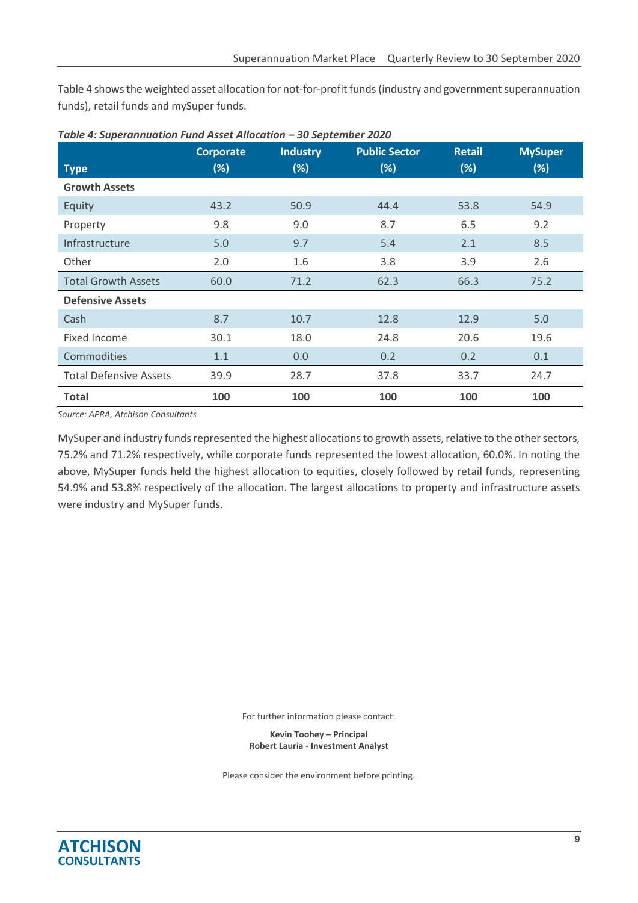Table 4 shows the weighted asset allocation for not-for-profit funds (industry and government superannuation funds), retail funds and mySuper funds.

***Table 4: Superannuation Fund Asset Allocation – 30 September 2020***

| Type | Corporate (%) | Industry (%) | Public Sector (%) | Retail (%) | MySuper (%) |
|---|---|---|---|---|---|
| **Growth Assets** | | | | | |
| Equity | 43.2 | 50.9 | 44.4 | 53.8 | 54.9 |
| Property | 9.8 | 9.0 | 8.7 | 6.5 | 9.2 |
| Infrastructure | 5.0 | 9.7 | 5.4 | 2.1 | 8.5 |
| Other | 2.0 | 1.6 | 3.8 | 3.9 | 2.6 |
| Total Growth Assets | 60.0 | 71.2 | 62.3 | 66.3 | 75.2 |
| **Defensive Assets** | | | | | |
| Cash | 8.7 | 10.7 | 12.8 | 12.9 | 5.0 |
| Fixed Income | 30.1 | 18.0 | 24.8 | 20.6 | 19.6 |
| Commodities | 1.1 | 0.0 | 0.2 | 0.2 | 0.1 |
| Total Defensive Assets | 39.9 | 28.7 | 37.8 | 33.7 | 24.7 |
| **Total** | **100** | **100** | **100** | **100** | **100** |

*Source: APRA, Atchison Consultants*

MySuper and industry funds represented the highest allocations to growth assets, relative to the other sectors, 75.2% and 71.2% respectively, while corporate funds represented the lowest allocation, 60.0%. In noting the above, MySuper funds held the highest allocation to equities, closely followed by retail funds, representing 54.9% and 53.8% respectively of the allocation. The largest allocations to property and infrastructure assets were industry and MySuper funds.

For further information please contact:

**Kevin Toohey – Principal**
**Robert Lauria - Investment Analyst**

Please consider the environment before printing.